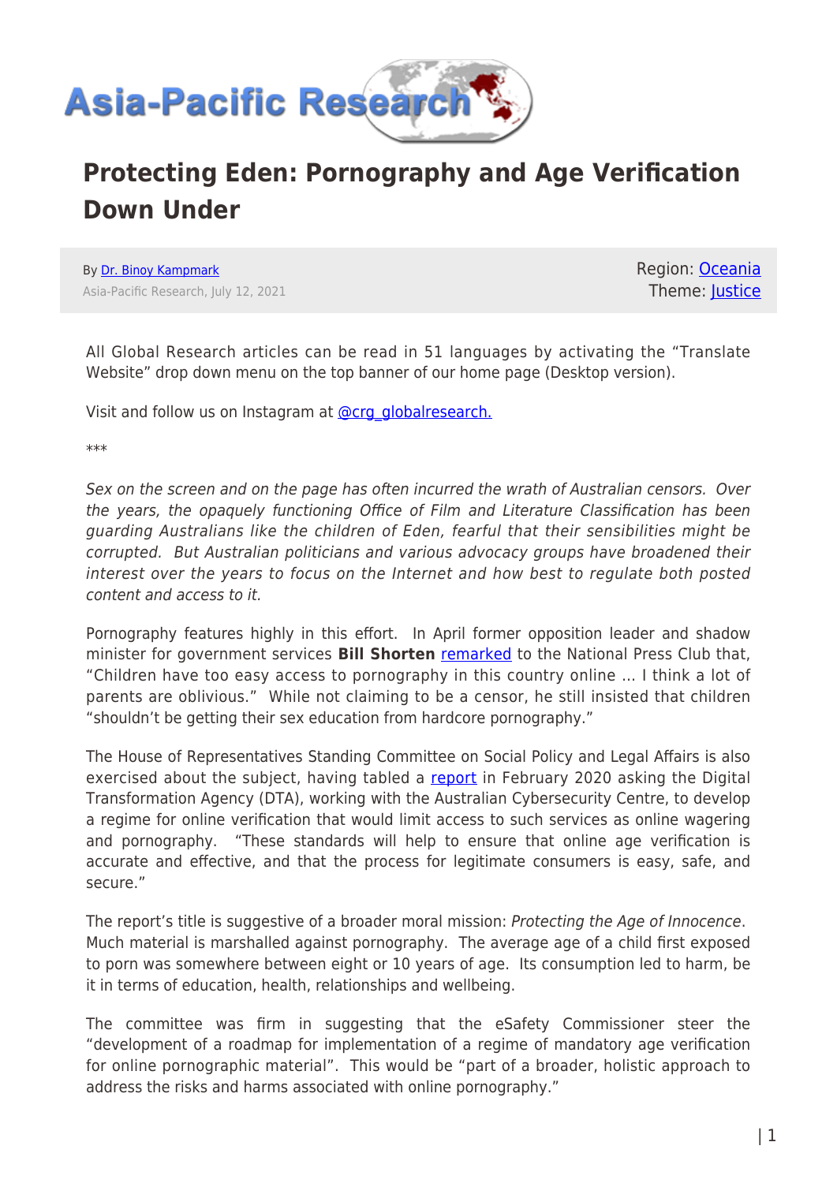# Protecting Eden: Pornography and Age Verification Down Under

By Dr. Binoy Kampmark

Asia-Pacific Research, July 12, 2021

Region: Oceania
Theme: Justice

All Global Research articles can be read in 51 languages by activating the "Translate Website" drop down menu on the top banner of our home page (Desktop version).

Visit and follow us on Instagram at @crg_globalresearch.

***

*Sex on the screen and on the page has often incurred the wrath of Australian censors. Over the years, the opaquely functioning Office of Film and Literature Classification has been guarding Australians like the children of Eden, fearful that their sensibilities might be corrupted. But Australian politicians and various advocacy groups have broadened their interest over the years to focus on the Internet and how best to regulate both posted content and access to it.*

Pornography features highly in this effort. In April former opposition leader and shadow minister for government services **Bill Shorten** remarked to the National Press Club that, "Children have too easy access to pornography in this country online … I think a lot of parents are oblivious." While not claiming to be a censor, he still insisted that children "shouldn't be getting their sex education from hardcore pornography."

The House of Representatives Standing Committee on Social Policy and Legal Affairs is also exercised about the subject, having tabled a report in February 2020 asking the Digital Transformation Agency (DTA), working with the Australian Cybersecurity Centre, to develop a regime for online verification that would limit access to such services as online wagering and pornography. "These standards will help to ensure that online age verification is accurate and effective, and that the process for legitimate consumers is easy, safe, and secure."

The report's title is suggestive of a broader moral mission: *Protecting the Age of Innocence*. Much material is marshalled against pornography. The average age of a child first exposed to porn was somewhere between eight or 10 years of age. Its consumption led to harm, be it in terms of education, health, relationships and wellbeing.

The committee was firm in suggesting that the eSafety Commissioner steer the "development of a roadmap for implementation of a regime of mandatory age verification for online pornographic material". This would be "part of a broader, holistic approach to address the risks and harms associated with online pornography."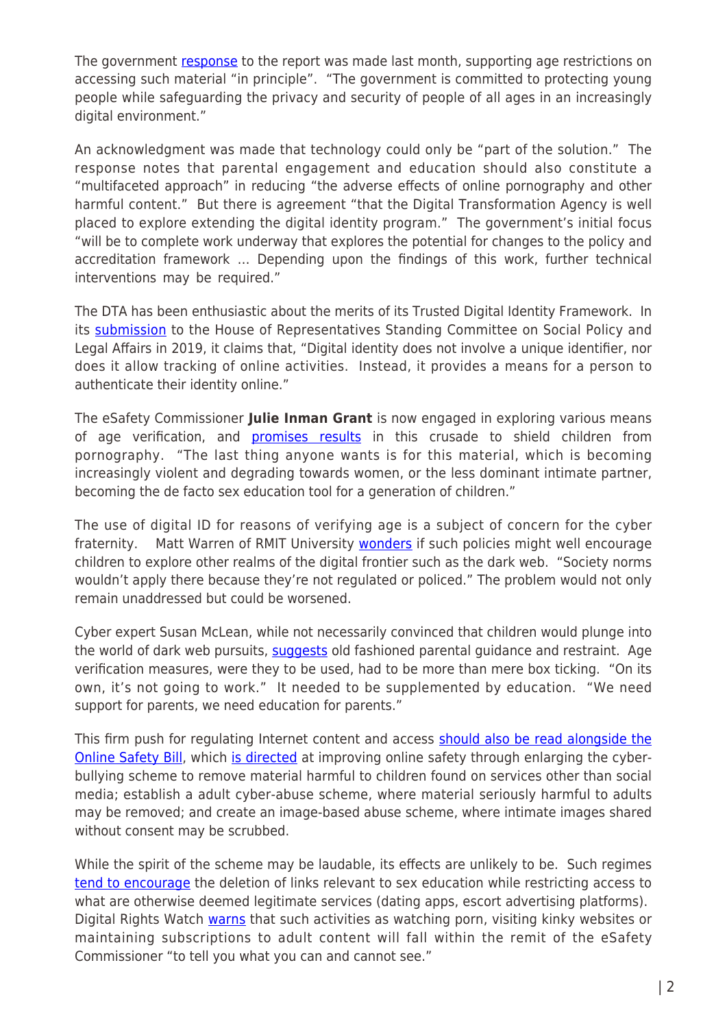The government response to the report was made last month, supporting age restrictions on accessing such material "in principle". "The government is committed to protecting young people while safeguarding the privacy and security of people of all ages in an increasingly digital environment."

An acknowledgment was made that technology could only be "part of the solution." The response notes that parental engagement and education should also constitute a "multifaceted approach" in reducing "the adverse effects of online pornography and other harmful content." But there is agreement "that the Digital Transformation Agency is well placed to explore extending the digital identity program." The government's initial focus "will be to complete work underway that explores the potential for changes to the policy and accreditation framework … Depending upon the findings of this work, further technical interventions may be required."

The DTA has been enthusiastic about the merits of its Trusted Digital Identity Framework. In its submission to the House of Representatives Standing Committee on Social Policy and Legal Affairs in 2019, it claims that, "Digital identity does not involve a unique identifier, nor does it allow tracking of online activities. Instead, it provides a means for a person to authenticate their identity online."

The eSafety Commissioner **Julie Inman Grant** is now engaged in exploring various means of age verification, and promises results in this crusade to shield children from pornography. "The last thing anyone wants is for this material, which is becoming increasingly violent and degrading towards women, or the less dominant intimate partner, becoming the de facto sex education tool for a generation of children."

The use of digital ID for reasons of verifying age is a subject of concern for the cyber fraternity. Matt Warren of RMIT University wonders if such policies might well encourage children to explore other realms of the digital frontier such as the dark web. "Society norms wouldn't apply there because they're not regulated or policed." The problem would not only remain unaddressed but could be worsened.

Cyber expert Susan McLean, while not necessarily convinced that children would plunge into the world of dark web pursuits, suggests old fashioned parental guidance and restraint. Age verification measures, were they to be used, had to be more than mere box ticking. "On its own, it's not going to work." It needed to be supplemented by education. "We need support for parents, we need education for parents."

This firm push for regulating Internet content and access should also be read alongside the Online Safety Bill, which is directed at improving online safety through enlarging the cyber-bullying scheme to remove material harmful to children found on services other than social media; establish a adult cyber-abuse scheme, where material seriously harmful to adults may be removed; and create an image-based abuse scheme, where intimate images shared without consent may be scrubbed.

While the spirit of the scheme may be laudable, its effects are unlikely to be. Such regimes tend to encourage the deletion of links relevant to sex education while restricting access to what are otherwise deemed legitimate services (dating apps, escort advertising platforms). Digital Rights Watch warns that such activities as watching porn, visiting kinky websites or maintaining subscriptions to adult content will fall within the remit of the eSafety Commissioner "to tell you what you can and cannot see."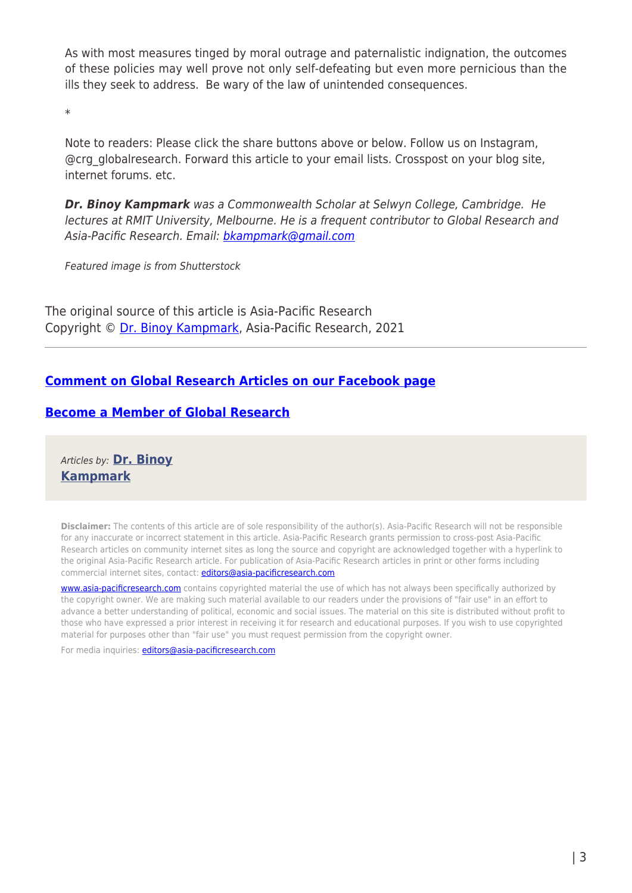As with most measures tinged by moral outrage and paternalistic indignation, the outcomes of these policies may well prove not only self-defeating but even more pernicious than the ills they seek to address. Be wary of the law of unintended consequences.

*

Note to readers: Please click the share buttons above or below. Follow us on Instagram, @crg_globalresearch. Forward this article to your email lists. Crosspost on your blog site, internet forums. etc.

***Dr. Binoy Kampmark*** *was a Commonwealth Scholar at Selwyn College, Cambridge. He lectures at RMIT University, Melbourne. He is a frequent contributor to Global Research and Asia-Pacific Research. Email: bkampmark@gmail.com*

*Featured image is from Shutterstock*

The original source of this article is Asia-Pacific Research
Copyright © Dr. Binoy Kampmark, Asia-Pacific Research, 2021

---

**Comment on Global Research Articles on our Facebook page**

**Become a Member of Global Research**

*Articles by:* **Dr. Binoy Kampmark**

**Disclaimer:** The contents of this article are of sole responsibility of the author(s). Asia-Pacific Research will not be responsible for any inaccurate or incorrect statement in this article. Asia-Pacific Research grants permission to cross-post Asia-Pacific Research articles on community internet sites as long the source and copyright are acknowledged together with a hyperlink to the original Asia-Pacific Research article. For publication of Asia-Pacific Research articles in print or other forms including commercial internet sites, contact: editors@asia-pacificresearch.com

www.asia-pacificresearch.com contains copyrighted material the use of which has not always been specifically authorized by the copyright owner. We are making such material available to our readers under the provisions of "fair use" in an effort to advance a better understanding of political, economic and social issues. The material on this site is distributed without profit to those who have expressed a prior interest in receiving it for research and educational purposes. If you wish to use copyrighted material for purposes other than "fair use" you must request permission from the copyright owner.

For media inquiries: editors@asia-pacificresearch.com